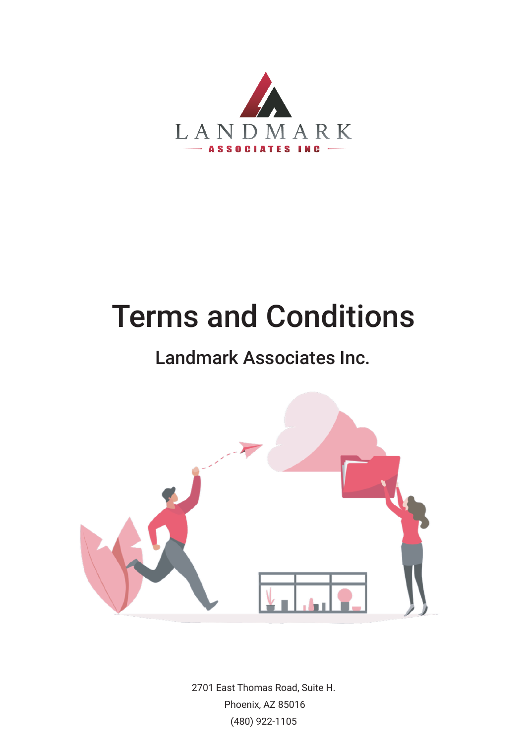LANDMARK

ASSOCIATES INC

# Terms and Conditions

## Landmark Associates Inc.

2701 East Thomas Road, Suite H.
Phoenix, AZ 85016
(480) 922-1105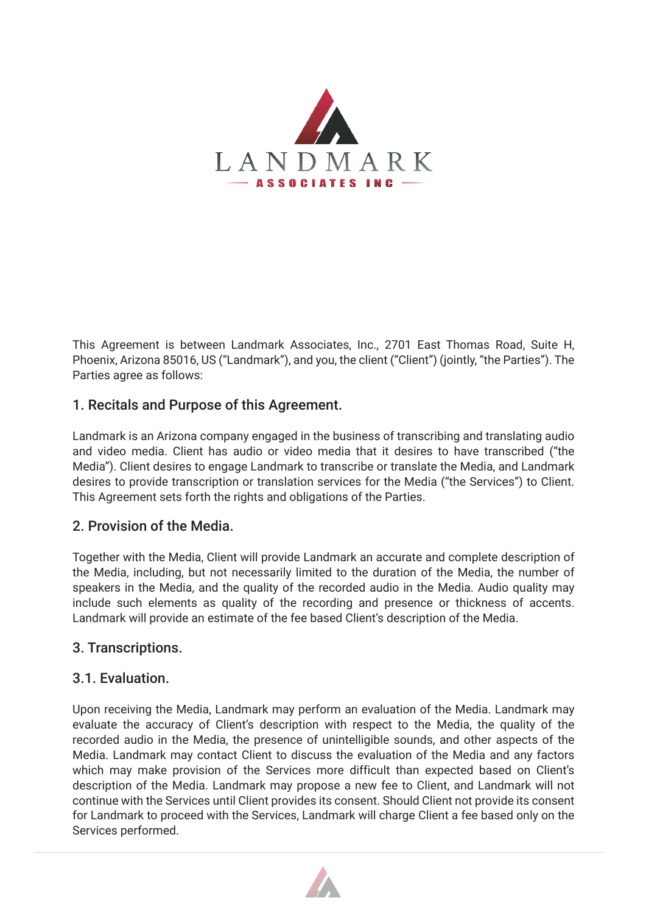This Agreement is between Landmark Associates, Inc., 2701 East Thomas Road, Suite H, Phoenix, Arizona 85016, US ("Landmark"), and you, the client ("Client") (jointly, "the Parties"). The Parties agree as follows:

## 1. Recitals and Purpose of this Agreement.

Landmark is an Arizona company engaged in the business of transcribing and translating audio and video media. Client has audio or video media that it desires to have transcribed ("the Media"). Client desires to engage Landmark to transcribe or translate the Media, and Landmark desires to provide transcription or translation services for the Media ("the Services") to Client. This Agreement sets forth the rights and obligations of the Parties.

## 2. Provision of the Media.

Together with the Media, Client will provide Landmark an accurate and complete description of the Media, including, but not necessarily limited to the duration of the Media, the number of speakers in the Media, and the quality of the recorded audio in the Media. Audio quality may include such elements as quality of the recording and presence or thickness of accents. Landmark will provide an estimate of the fee based Client's description of the Media.

## 3. Transcriptions.

### 3.1. Evaluation.

Upon receiving the Media, Landmark may perform an evaluation of the Media. Landmark may evaluate the accuracy of Client's description with respect to the Media, the quality of the recorded audio in the Media, the presence of unintelligible sounds, and other aspects of the Media. Landmark may contact Client to discuss the evaluation of the Media and any factors which may make provision of the Services more difficult than expected based on Client's description of the Media. Landmark may propose a new fee to Client, and Landmark will not continue with the Services until Client provides its consent. Should Client not provide its consent for Landmark to proceed with the Services, Landmark will charge Client a fee based only on the Services performed.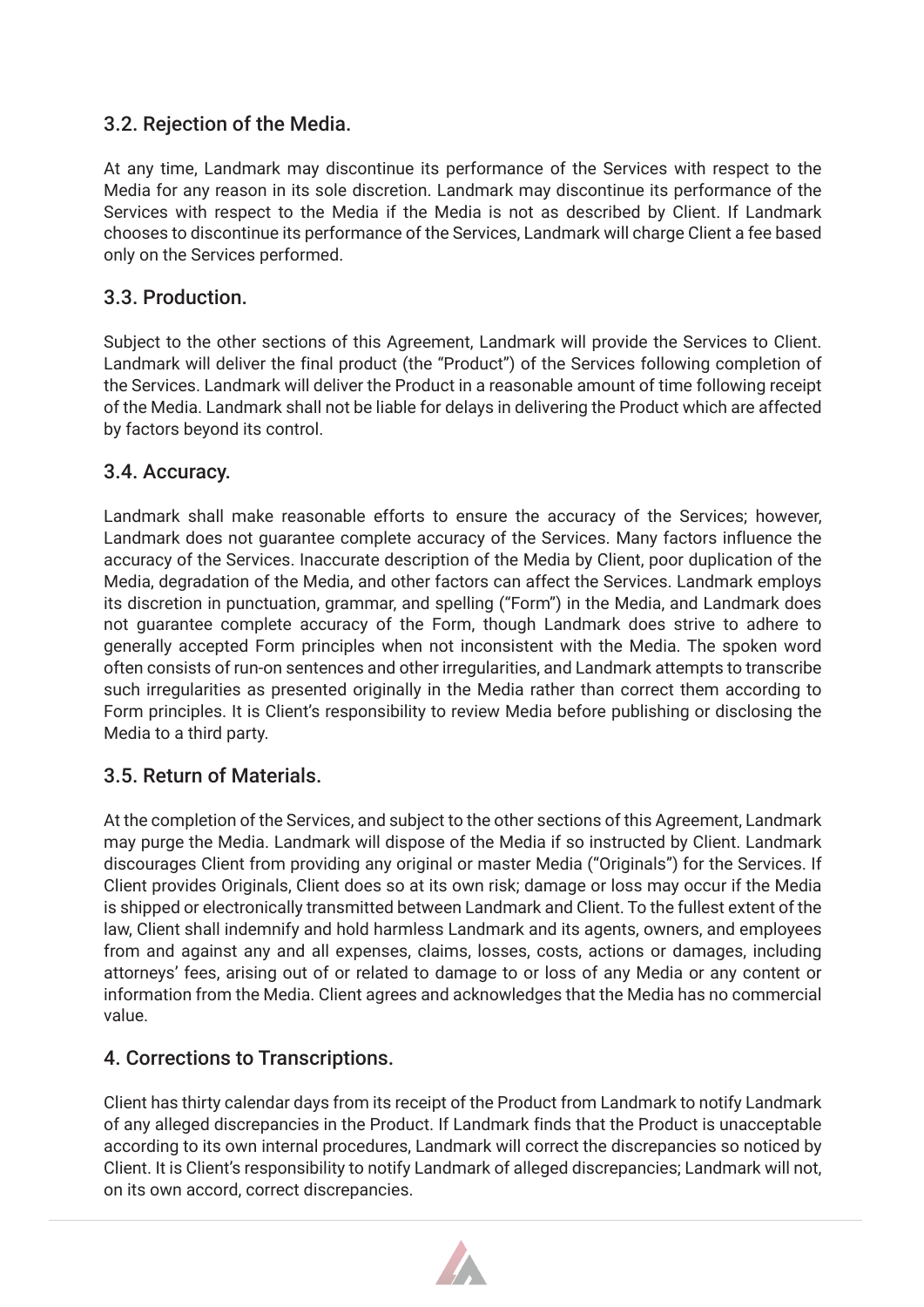## 3.2. Rejection of the Media.

At any time, Landmark may discontinue its performance of the Services with respect to the Media for any reason in its sole discretion. Landmark may discontinue its performance of the Services with respect to the Media if the Media is not as described by Client. If Landmark chooses to discontinue its performance of the Services, Landmark will charge Client a fee based only on the Services performed.

## 3.3. Production.

Subject to the other sections of this Agreement, Landmark will provide the Services to Client. Landmark will deliver the final product (the "Product") of the Services following completion of the Services. Landmark will deliver the Product in a reasonable amount of time following receipt of the Media. Landmark shall not be liable for delays in delivering the Product which are affected by factors beyond its control.

## 3.4. Accuracy.

Landmark shall make reasonable efforts to ensure the accuracy of the Services; however, Landmark does not guarantee complete accuracy of the Services. Many factors influence the accuracy of the Services. Inaccurate description of the Media by Client, poor duplication of the Media, degradation of the Media, and other factors can affect the Services. Landmark employs its discretion in punctuation, grammar, and spelling ("Form") in the Media, and Landmark does not guarantee complete accuracy of the Form, though Landmark does strive to adhere to generally accepted Form principles when not inconsistent with the Media. The spoken word often consists of run-on sentences and other irregularities, and Landmark attempts to transcribe such irregularities as presented originally in the Media rather than correct them according to Form principles. It is Client's responsibility to review Media before publishing or disclosing the Media to a third party.

## 3.5. Return of Materials.

At the completion of the Services, and subject to the other sections of this Agreement, Landmark may purge the Media. Landmark will dispose of the Media if so instructed by Client. Landmark discourages Client from providing any original or master Media ("Originals") for the Services. If Client provides Originals, Client does so at its own risk; damage or loss may occur if the Media is shipped or electronically transmitted between Landmark and Client. To the fullest extent of the law, Client shall indemnify and hold harmless Landmark and its agents, owners, and employees from and against any and all expenses, claims, losses, costs, actions or damages, including attorneys' fees, arising out of or related to damage to or loss of any Media or any content or information from the Media. Client agrees and acknowledges that the Media has no commercial value.

## 4. Corrections to Transcriptions.

Client has thirty calendar days from its receipt of the Product from Landmark to notify Landmark of any alleged discrepancies in the Product. If Landmark finds that the Product is unacceptable according to its own internal procedures, Landmark will correct the discrepancies so noticed by Client. It is Client's responsibility to notify Landmark of alleged discrepancies; Landmark will not, on its own accord, correct discrepancies.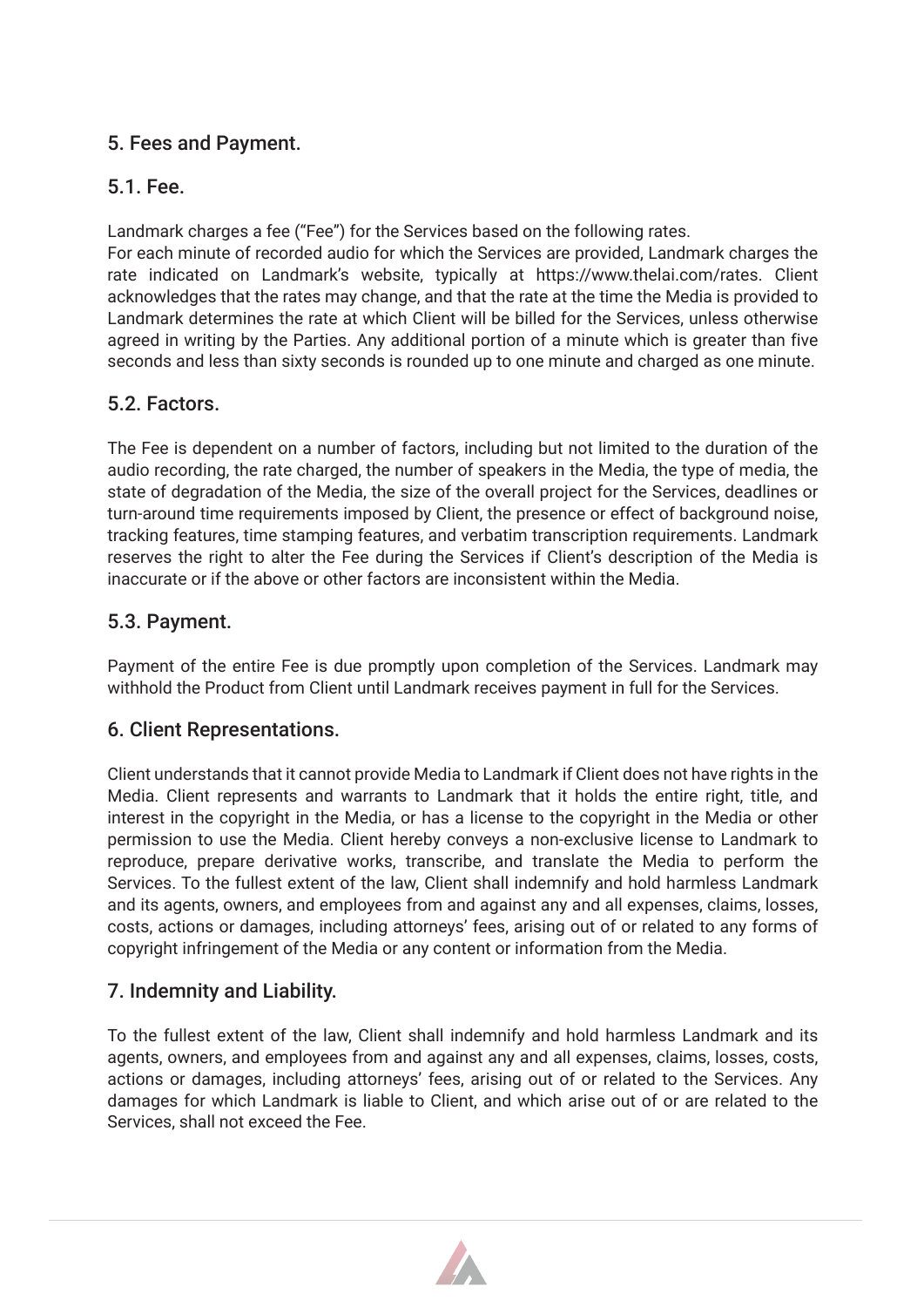## 5. Fees and Payment.

### 5.1. Fee.

Landmark charges a fee ("Fee") for the Services based on the following rates.
For each minute of recorded audio for which the Services are provided, Landmark charges the rate indicated on Landmark's website, typically at https://www.thelai.com/rates. Client acknowledges that the rates may change, and that the rate at the time the Media is provided to Landmark determines the rate at which Client will be billed for the Services, unless otherwise agreed in writing by the Parties. Any additional portion of a minute which is greater than five seconds and less than sixty seconds is rounded up to one minute and charged as one minute.

### 5.2. Factors.

The Fee is dependent on a number of factors, including but not limited to the duration of the audio recording, the rate charged, the number of speakers in the Media, the type of media, the state of degradation of the Media, the size of the overall project for the Services, deadlines or turn-around time requirements imposed by Client, the presence or effect of background noise, tracking features, time stamping features, and verbatim transcription requirements. Landmark reserves the right to alter the Fee during the Services if Client's description of the Media is inaccurate or if the above or other factors are inconsistent within the Media.

### 5.3. Payment.

Payment of the entire Fee is due promptly upon completion of the Services. Landmark may withhold the Product from Client until Landmark receives payment in full for the Services.

## 6. Client Representations.

Client understands that it cannot provide Media to Landmark if Client does not have rights in the Media. Client represents and warrants to Landmark that it holds the entire right, title, and interest in the copyright in the Media, or has a license to the copyright in the Media or other permission to use the Media. Client hereby conveys a non-exclusive license to Landmark to reproduce, prepare derivative works, transcribe, and translate the Media to perform the Services. To the fullest extent of the law, Client shall indemnify and hold harmless Landmark and its agents, owners, and employees from and against any and all expenses, claims, losses, costs, actions or damages, including attorneys' fees, arising out of or related to any forms of copyright infringement of the Media or any content or information from the Media.

## 7. Indemnity and Liability.

To the fullest extent of the law, Client shall indemnify and hold harmless Landmark and its agents, owners, and employees from and against any and all expenses, claims, losses, costs, actions or damages, including attorneys' fees, arising out of or related to the Services. Any damages for which Landmark is liable to Client, and which arise out of or are related to the Services, shall not exceed the Fee.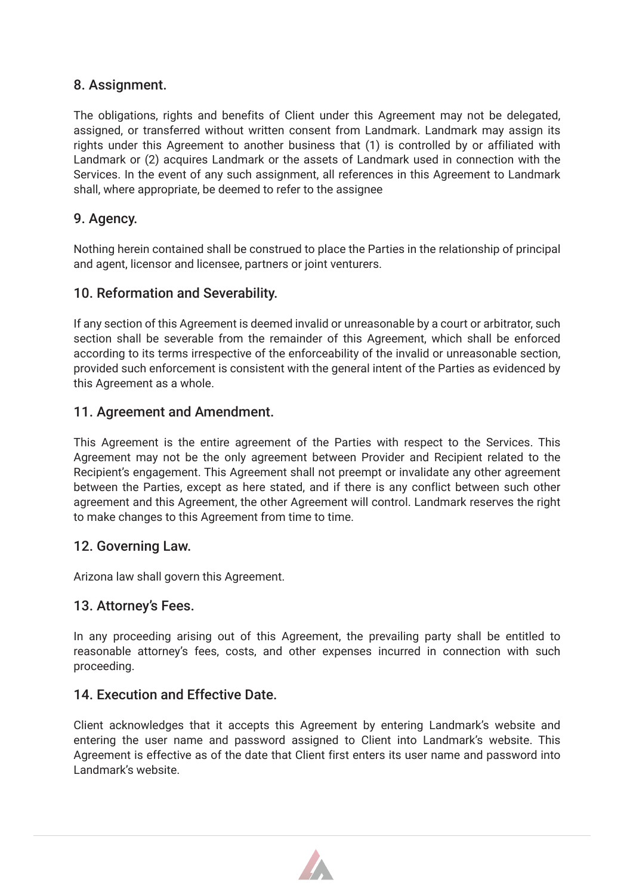## 8. Assignment.

The obligations, rights and benefits of Client under this Agreement may not be delegated, assigned, or transferred without written consent from Landmark. Landmark may assign its rights under this Agreement to another business that (1) is controlled by or affiliated with Landmark or (2) acquires Landmark or the assets of Landmark used in connection with the Services. In the event of any such assignment, all references in this Agreement to Landmark shall, where appropriate, be deemed to refer to the assignee

## 9. Agency.

Nothing herein contained shall be construed to place the Parties in the relationship of principal and agent, licensor and licensee, partners or joint venturers.

## 10. Reformation and Severability.

If any section of this Agreement is deemed invalid or unreasonable by a court or arbitrator, such section shall be severable from the remainder of this Agreement, which shall be enforced according to its terms irrespective of the enforceability of the invalid or unreasonable section, provided such enforcement is consistent with the general intent of the Parties as evidenced by this Agreement as a whole.

## 11. Agreement and Amendment.

This Agreement is the entire agreement of the Parties with respect to the Services. This Agreement may not be the only agreement between Provider and Recipient related to the Recipient's engagement. This Agreement shall not preempt or invalidate any other agreement between the Parties, except as here stated, and if there is any conflict between such other agreement and this Agreement, the other Agreement will control. Landmark reserves the right to make changes to this Agreement from time to time.

## 12. Governing Law.

Arizona law shall govern this Agreement.

## 13. Attorney's Fees.

In any proceeding arising out of this Agreement, the prevailing party shall be entitled to reasonable attorney's fees, costs, and other expenses incurred in connection with such proceeding.

## 14. Execution and Effective Date.

Client acknowledges that it accepts this Agreement by entering Landmark's website and entering the user name and password assigned to Client into Landmark's website. This Agreement is effective as of the date that Client first enters its user name and password into Landmark's website.